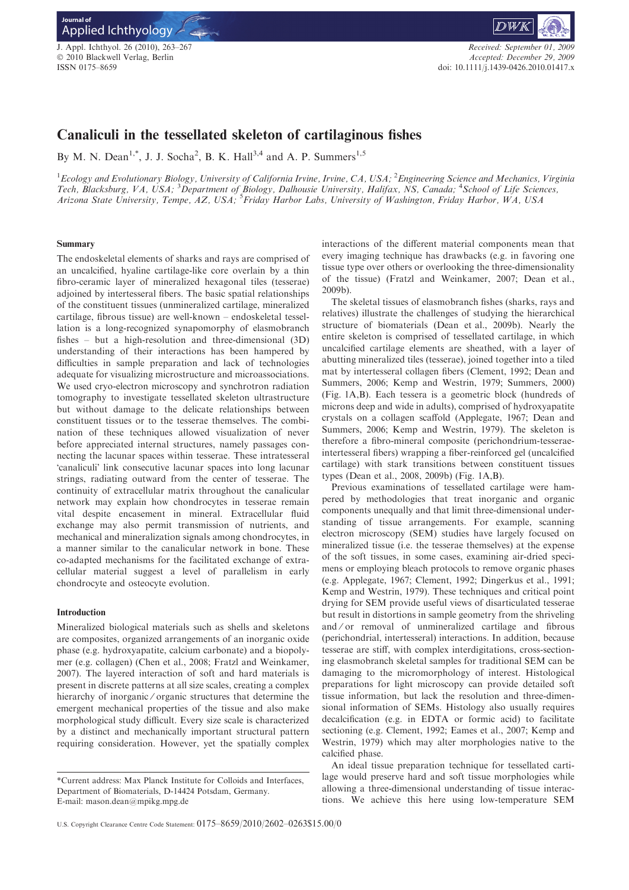# Canaliculi in the tessellated skeleton of cartilaginous fishes

By M. N. Dean[1,*], J. J. Socha[2], B. K. Hall[3,4] and A. P. Summers[1,5]

[1]*Ecology and Evolutionary Biology, University of California Irvine, Irvine, CA, USA;* [2]*Engineering Science and Mechanics, Virginia Tech, Blacksburg, VA, USA;* [3]*Department of Biology, Dalhousie University, Halifax, NS, Canada;* [4]*School of Life Sciences, Arizona State University, Tempe, AZ, USA;* [5]*Friday Harbor Labs, University of Washington, Friday Harbor, WA, USA*

### Summary

The endoskeletal elements of sharks and rays are comprised of an uncalcified, hyaline cartilage-like core overlain by a thin fibro-ceramic layer of mineralized hexagonal tiles (tesserae) adjoined by intertesseral fibers. The basic spatial relationships of the constituent tissues (unmineralized cartilage, mineralized cartilage, fibrous tissue) are well-known – endoskeletal tessellation is a long-recognized synapomorphy of elasmobranch fishes – but a high-resolution and three-dimensional (3D) understanding of their interactions has been hampered by difficulties in sample preparation and lack of technologies adequate for visualizing microstructure and microassociations. We used cryo-electron microscopy and synchrotron radiation tomography to investigate tessellated skeleton ultrastructure but without damage to the delicate relationships between constituent tissues or to the tesserae themselves. The combination of these techniques allowed visualization of never before appreciated internal structures, namely passages connecting the lacunar spaces within tesserae. These intratesseral 'canaliculi' link consecutive lacunar spaces into long lacunar strings, radiating outward from the center of tesserae. The continuity of extracellular matrix throughout the canalicular network may explain how chondrocytes in tesserae remain vital despite encasement in mineral. Extracellular fluid exchange may also permit transmission of nutrients, and mechanical and mineralization signals among chondrocytes, in a manner similar to the canalicular network in bone. These co-adapted mechanisms for the facilitated exchange of extracellular material suggest a level of parallelism in early chondrocyte and osteocyte evolution.

### Introduction

Mineralized biological materials such as shells and skeletons are composites, organized arrangements of an inorganic oxide phase (e.g. hydroxyapatite, calcium carbonate) and a biopolymer (e.g. collagen) (Chen et al., 2008; Fratzl and Weinkamer, 2007). The layered interaction of soft and hard materials is present in discrete patterns at all size scales, creating a complex hierarchy of inorganic/organic structures that determine the emergent mechanical properties of the tissue and also make morphological study difficult. Every size scale is characterized by a distinct and mechanically important structural pattern requiring consideration. However, yet the spatially complex interactions of the different material components mean that every imaging technique has drawbacks (e.g. in favoring one tissue type over others or overlooking the three-dimensionality of the tissue) (Fratzl and Weinkamer, 2007; Dean et al., 2009b).

The skeletal tissues of elasmobranch fishes (sharks, rays and relatives) illustrate the challenges of studying the hierarchical structure of biomaterials (Dean et al., 2009b). Nearly the entire skeleton is comprised of tessellated cartilage, in which uncalcified cartilage elements are sheathed, with a layer of abutting mineralized tiles (tesserae), joined together into a tiled mat by intertesseral collagen fibers (Clement, 1992; Dean and Summers, 2006; Kemp and Westrin, 1979; Summers, 2000) (Fig. 1A,B). Each tessera is a geometric block (hundreds of microns deep and wide in adults), comprised of hydroxyapatite crystals on a collagen scaffold (Applegate, 1967; Dean and Summers, 2006; Kemp and Westrin, 1979). The skeleton is therefore a fibro-mineral composite (perichondrium-tesserae-intertesseral fibers) wrapping a fiber-reinforced gel (uncalcified cartilage) with stark transitions between constituent tissues types (Dean et al., 2008, 2009b) (Fig. 1A,B).

Previous examinations of tessellated cartilage were hampered by methodologies that treat inorganic and organic components unequally and that limit three-dimensional understanding of tissue arrangements. For example, scanning electron microscopy (SEM) studies have largely focused on mineralized tissue (i.e. the tesserae themselves) at the expense of the soft tissues, in some cases, examining air-dried specimens or employing bleach protocols to remove organic phases (e.g. Applegate, 1967; Clement, 1992; Dingerkus et al., 1991; Kemp and Westrin, 1979). These techniques and critical point drying for SEM provide useful views of disarticulated tesserae but result in distortions in sample geometry from the shriveling and/or removal of unmineralized cartilage and fibrous (perichondrial, intertesseral) interactions. In addition, because tesserae are stiff, with complex interdigitations, cross-sectioning elasmobranch skeletal samples for traditional SEM can be damaging to the micromorphology of interest. Histological preparations for light microscopy can provide detailed soft tissue information, but lack the resolution and three-dimensional information of SEMs. Histology also usually requires decalcification (e.g. in EDTA or formic acid) to facilitate sectioning (e.g. Clement, 1992; Eames et al., 2007; Kemp and Westrin, 1979) which may alter morphologies native to the calcified phase.

An ideal tissue preparation technique for tessellated cartilage would preserve hard and soft tissue morphologies while allowing a three-dimensional understanding of tissue interactions. We achieve this here using low-temperature SEM

*Current address: Max Planck Institute for Colloids and Interfaces, Department of Biomaterials, D-14424 Potsdam, Germany. E-mail: mason.dean@mpikg.mpg.de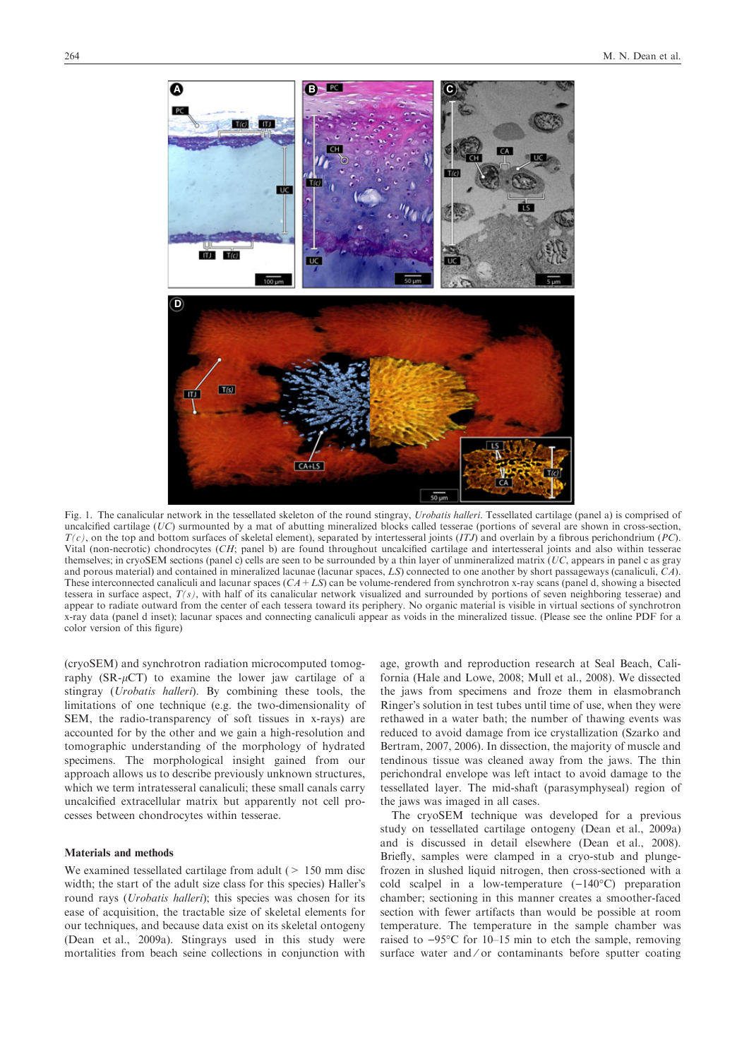Fig. 1. The canalicular network in the tessellated skeleton of the round stingray, *Urobatis halleri*. Tessellated cartilage (panel a) is comprised of uncalcified cartilage (*UC*) surmounted by a mat of abutting mineralized blocks called tesserae (portions of several are shown in cross-section, *T(c)*, on the top and bottom surfaces of skeletal element), separated by intertesseral joints (*ITJ*) and overlain by a fibrous perichondrium (*PC*). Vital (non-necrotic) chondrocytes (*CH*; panel b) are found throughout uncalcified cartilage and intertesseral joints and also within tesserae themselves; in cryoSEM sections (panel c) cells are seen to be surrounded by a thin layer of unmineralized matrix (*UC*, appears in panel c as gray and porous material) and contained in mineralized lacunae (lacunar spaces, *LS*) connected to one another by short passageways (canaliculi, *CA*). These interconnected canaliculi and lacunar spaces (*CA + LS*) can be volume-rendered from synchrotron x-ray scans (panel d, showing a bisected tessera in surface aspect, *T(s)*, with half of its canalicular network visualized and surrounded by portions of seven neighboring tesserae) and appear to radiate outward from the center of each tessera toward its periphery. No organic material is visible in virtual sections of synchrotron x-ray data (panel d inset); lacunar spaces and connecting canaliculi appear as voids in the mineralized tissue. (Please see the online PDF for a color version of this figure)

(cryoSEM) and synchrotron radiation microcomputed tomography (SR-$\mu$CT) to examine the lower jaw cartilage of a stingray (*Urobatis halleri*). By combining these tools, the limitations of one technique (e.g. the two-dimensionality of SEM, the radio-transparency of soft tissues in x-rays) are accounted for by the other and we gain a high-resolution and tomographic understanding of the morphology of hydrated specimens. The morphological insight gained from our approach allows us to describe previously unknown structures, which we term intratesseral canaliculi; these small canals carry uncalcified extracellular matrix but apparently not cell processes between chondrocytes within tesserae.

## Materials and methods

We examined tessellated cartilage from adult (> 150 mm disc width; the start of the adult size class for this species) Haller's round rays (*Urobatis halleri*); this species was chosen for its ease of acquisition, the tractable size of skeletal elements for our techniques, and because data exist on its skeletal ontogeny (Dean et al., 2009a). Stingrays used in this study were mortalities from beach seine collections in conjunction with age, growth and reproduction research at Seal Beach, California (Hale and Lowe, 2008; Mull et al., 2008). We dissected the jaws from specimens and froze them in elasmobranch Ringer's solution in test tubes until time of use, when they were rethawed in a water bath; the number of thawing events was reduced to avoid damage from ice crystallization (Szarko and Bertram, 2007, 2006). In dissection, the majority of muscle and tendinous tissue was cleaned away from the jaws. The thin perichondral envelope was left intact to avoid damage to the tessellated layer. The mid-shaft (parasymphyseal) region of the jaws was imaged in all cases.

The cryoSEM technique was developed for a previous study on tessellated cartilage ontogeny (Dean et al., 2009a) and is discussed in detail elsewhere (Dean et al., 2008). Briefly, samples were clamped in a cryo-stub and plunge-frozen in slushed liquid nitrogen, then cross-sectioned with a cold scalpel in a low-temperature (−140°C) preparation chamber; sectioning in this manner creates a smoother-faced section with fewer artifacts than would be possible at room temperature. The temperature in the sample chamber was raised to −95°C for 10–15 min to etch the sample, removing surface water and/or contaminants before sputter coating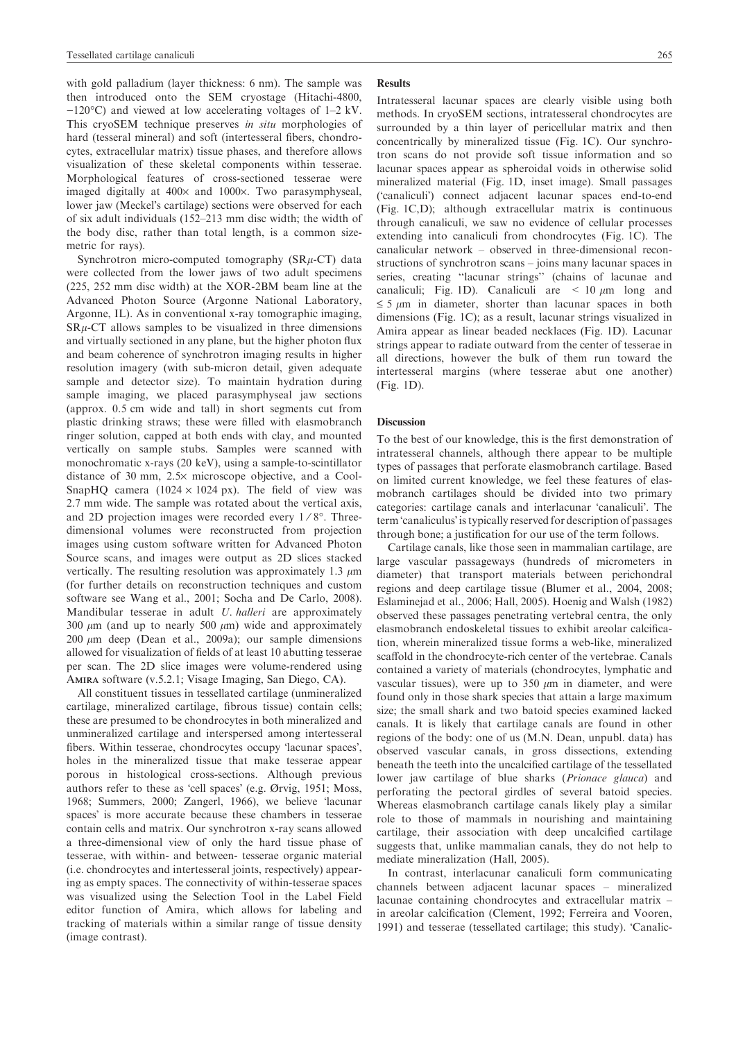with gold palladium (layer thickness: 6 nm). The sample was then introduced onto the SEM cryostage (Hitachi-4800, −120°C) and viewed at low accelerating voltages of 1–2 kV. This cryoSEM technique preserves *in situ* morphologies of hard (tesseral mineral) and soft (intertesseral fibers, chondrocytes, extracellular matrix) tissue phases, and therefore allows visualization of these skeletal components within tesserae. Morphological features of cross-sectioned tesserae were imaged digitally at 400× and 1000×. Two parasymphyseal, lower jaw (Meckel's cartilage) sections were observed for each of six adult individuals (152–213 mm disc width; the width of the body disc, rather than total length, is a common size-metric for rays).

Synchrotron micro-computed tomography (SR$\mu$-CT) data were collected from the lower jaws of two adult specimens (225, 252 mm disc width) at the XOR-2BM beam line at the Advanced Photon Source (Argonne National Laboratory, Argonne, IL). As in conventional x-ray tomographic imaging, SR$\mu$-CT allows samples to be visualized in three dimensions and virtually sectioned in any plane, but the higher photon flux and beam coherence of synchrotron imaging results in higher resolution imagery (with sub-micron detail, given adequate sample and detector size). To maintain hydration during sample imaging, we placed parasymphyseal jaw sections (approx. 0.5 cm wide and tall) in short segments cut from plastic drinking straws; these were filled with elasmobranch ringer solution, capped at both ends with clay, and mounted vertically on sample stubs. Samples were scanned with monochromatic x-rays (20 keV), using a sample-to-scintillator distance of 30 mm, 2.5× microscope objective, and a CoolSnapHQ camera (1024 × 1024 px). The field of view was 2.7 mm wide. The sample was rotated about the vertical axis, and 2D projection images were recorded every 1/8°. Three-dimensional volumes were reconstructed from projection images using custom software written for Advanced Photon Source scans, and images were output as 2D slices stacked vertically. The resulting resolution was approximately 1.3 $\mu$m (for further details on reconstruction techniques and custom software see Wang et al., 2001; Socha and De Carlo, 2008). Mandibular tesserae in adult *U. halleri* are approximately 300 $\mu$m (and up to nearly 500 $\mu$m) wide and approximately 200 $\mu$m deep (Dean et al., 2009a); our sample dimensions allowed for visualization of fields of at least 10 abutting tesserae per scan. The 2D slice images were volume-rendered using Amira software (v.5.2.1; Visage Imaging, San Diego, CA).

All constituent tissues in tessellated cartilage (unmineralized cartilage, mineralized cartilage, fibrous tissue) contain cells; these are presumed to be chondrocytes in both mineralized and unmineralized cartilage and interspersed among intertesseral fibers. Within tesserae, chondrocytes occupy 'lacunar spaces', holes in the mineralized tissue that make tesserae appear porous in histological cross-sections. Although previous authors refer to these as 'cell spaces' (e.g. Ørvig, 1951; Moss, 1968; Summers, 2000; Zangerl, 1966), we believe 'lacunar spaces' is more accurate because these chambers in tesserae contain cells and matrix. Our synchrotron x-ray scans allowed a three-dimensional view of only the hard tissue phase of tesserae, with within- and between- tesserae organic material (i.e. chondrocytes and intertesseral joints, respectively) appearing as empty spaces. The connectivity of within-tesserae spaces was visualized using the Selection Tool in the Label Field editor function of Amira, which allows for labeling and tracking of materials within a similar range of tissue density (image contrast).

## Results

Intratesseral lacunar spaces are clearly visible using both methods. In cryoSEM sections, intratesseral chondrocytes are surrounded by a thin layer of pericellular matrix and then concentrically by mineralized tissue (Fig. 1C). Our synchrotron scans do not provide soft tissue information and so lacunar spaces appear as spheroidal voids in otherwise solid mineralized material (Fig. 1D, inset image). Small passages ('canaliculi') connect adjacent lacunar spaces end-to-end (Fig. 1C,D); although extracellular matrix is continuous through canaliculi, we saw no evidence of cellular processes extending into canaliculi from chondrocytes (Fig. 1C). The canalicular network – observed in three-dimensional reconstructions of synchrotron scans – joins many lacunar spaces in series, creating "lacunar strings" (chains of lacunae and canaliculi; Fig. 1D). Canaliculi are < 10 $\mu$m long and ≤ 5 $\mu$m in diameter, shorter than lacunar spaces in both dimensions (Fig. 1C); as a result, lacunar strings visualized in Amira appear as linear beaded necklaces (Fig. 1D). Lacunar strings appear to radiate outward from the center of tesserae in all directions, however the bulk of them run toward the intertesseral margins (where tesserae abut one another) (Fig. 1D).

## Discussion

To the best of our knowledge, this is the first demonstration of intratesseral channels, although there appear to be multiple types of passages that perforate elasmobranch cartilage. Based on limited current knowledge, we feel these features of elasmobranch cartilages should be divided into two primary categories: cartilage canals and interlacunar 'canaliculi'. The term 'canaliculus' is typically reserved for description of passages through bone; a justification for our use of the term follows.

Cartilage canals, like those seen in mammalian cartilage, are large vascular passageways (hundreds of micrometers in diameter) that transport materials between perichondral regions and deep cartilage tissue (Blumer et al., 2004, 2008; Eslaminejad et al., 2006; Hall, 2005). Hoenig and Walsh (1982) observed these passages penetrating vertebral centra, the only elasmobranch endoskeletal tissues to exhibit areolar calcification, wherein mineralized tissue forms a web-like, mineralized scaffold in the chondrocyte-rich center of the vertebrae. Canals contained a variety of materials (chondrocytes, lymphatic and vascular tissues), were up to 350 $\mu$m in diameter, and were found only in those shark species that attain a large maximum size; the small shark and two batoid species examined lacked canals. It is likely that cartilage canals are found in other regions of the body: one of us (M.N. Dean, unpubl. data) has observed vascular canals, in gross dissections, extending beneath the teeth into the uncalcified cartilage of the tessellated lower jaw cartilage of blue sharks (*Prionace glauca*) and perforating the pectoral girdles of several batoid species. Whereas elasmobranch cartilage canals likely play a similar role to those of mammals in nourishing and maintaining cartilage, their association with deep uncalcified cartilage suggests that, unlike mammalian canals, they do not help to mediate mineralization (Hall, 2005).

In contrast, interlacunar canaliculi form communicating channels between adjacent lacunar spaces – mineralized lacunae containing chondrocytes and extracellular matrix – in areolar calcification (Clement, 1992; Ferreira and Vooren, 1991) and tesserae (tessellated cartilage; this study). 'Canalic-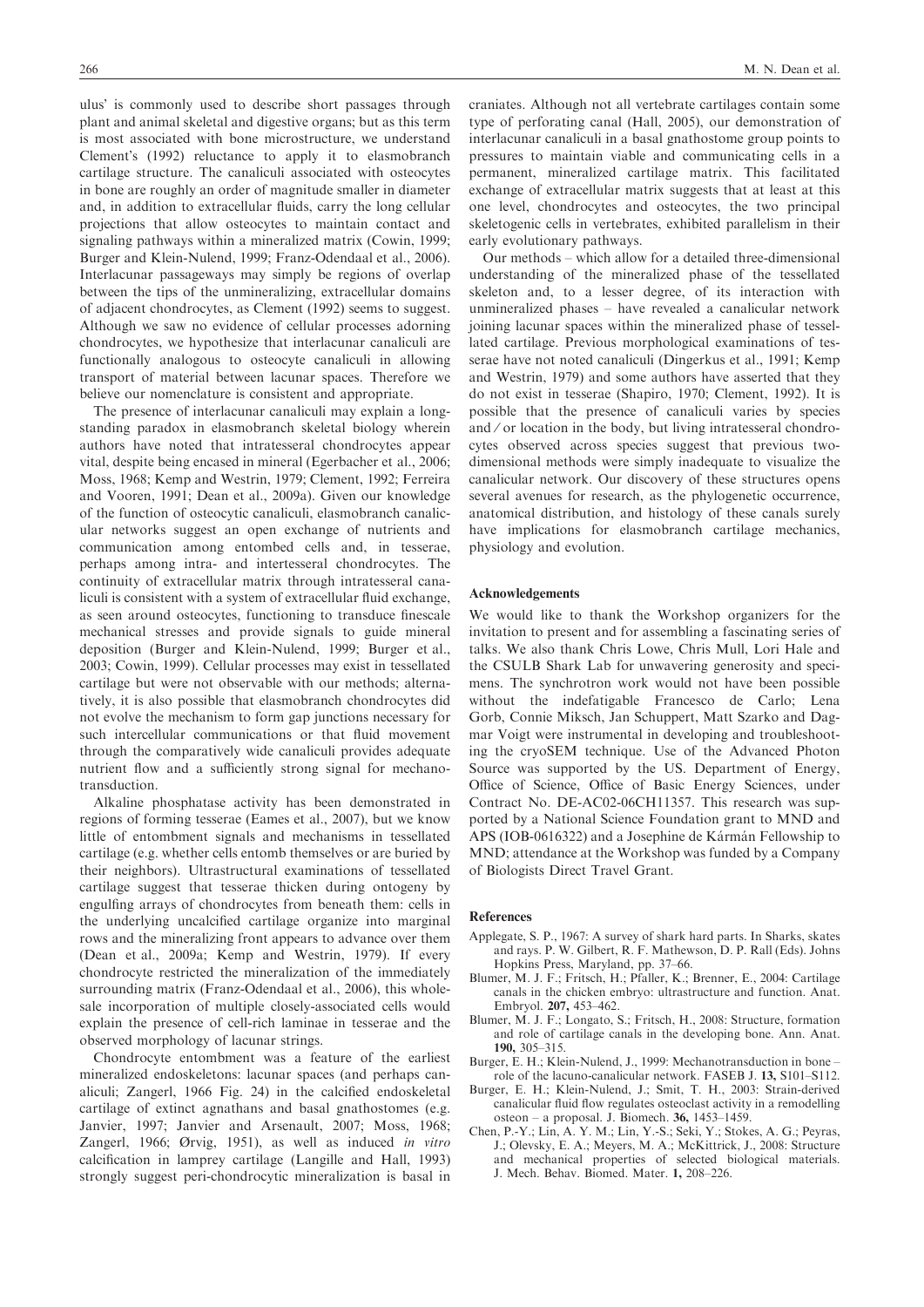ulus' is commonly used to describe short passages through plant and animal skeletal and digestive organs; but as this term is most associated with bone microstructure, we understand Clement's (1992) reluctance to apply it to elasmobranch cartilage structure. The canaliculi associated with osteocytes in bone are roughly an order of magnitude smaller in diameter and, in addition to extracellular fluids, carry the long cellular projections that allow osteocytes to maintain contact and signaling pathways within a mineralized matrix (Cowin, 1999; Burger and Klein-Nulend, 1999; Franz-Odendaal et al., 2006). Interlacunar passageways may simply be regions of overlap between the tips of the unmineralizing, extracellular domains of adjacent chondrocytes, as Clement (1992) seems to suggest. Although we saw no evidence of cellular processes adorning chondrocytes, we hypothesize that interlacunar canaliculi are functionally analogous to osteocyte canaliculi in allowing transport of material between lacunar spaces. Therefore we believe our nomenclature is consistent and appropriate.

The presence of interlacunar canaliculi may explain a longstanding paradox in elasmobranch skeletal biology wherein authors have noted that intratesseral chondrocytes appear vital, despite being encased in mineral (Egerbacher et al., 2006; Moss, 1968; Kemp and Westrin, 1979; Clement, 1992; Ferreira and Vooren, 1991; Dean et al., 2009a). Given our knowledge of the function of osteocytic canaliculi, elasmobranch canalicular networks suggest an open exchange of nutrients and communication among entombed cells and, in tesserae, perhaps among intra- and intertesseral chondrocytes. The continuity of extracellular matrix through intratesseral canaliculi is consistent with a system of extracellular fluid exchange, as seen around osteocytes, functioning to transduce finescale mechanical stresses and provide signals to guide mineral deposition (Burger and Klein-Nulend, 1999; Burger et al., 2003; Cowin, 1999). Cellular processes may exist in tessellated cartilage but were not observable with our methods; alternatively, it is also possible that elasmobranch chondrocytes did not evolve the mechanism to form gap junctions necessary for such intercellular communications or that fluid movement through the comparatively wide canaliculi provides adequate nutrient flow and a sufficiently strong signal for mechanotransduction.

Alkaline phosphatase activity has been demonstrated in regions of forming tesserae (Eames et al., 2007), but we know little of entombment signals and mechanisms in tessellated cartilage (e.g. whether cells entomb themselves or are buried by their neighbors). Ultrastructural examinations of tessellated cartilage suggest that tesserae thicken during ontogeny by engulfing arrays of chondrocytes from beneath them: cells in the underlying uncalcified cartilage organize into marginal rows and the mineralizing front appears to advance over them (Dean et al., 2009a; Kemp and Westrin, 1979). If every chondrocyte restricted the mineralization of the immediately surrounding matrix (Franz-Odendaal et al., 2006), this wholesale incorporation of multiple closely-associated cells would explain the presence of cell-rich laminae in tesserae and the observed morphology of lacunar strings.

Chondrocyte entombment was a feature of the earliest mineralized endoskeletons: lacunar spaces (and perhaps canaliculi; Zangerl, 1966 Fig. 24) in the calcified endoskeletal cartilage of extinct agnathans and basal gnathostomes (e.g. Janvier, 1997; Janvier and Arsenault, 2007; Moss, 1968; Zangerl, 1966; Ørvig, 1951), as well as induced *in vitro* calcification in lamprey cartilage (Langille and Hall, 1993) strongly suggest peri-chondrocytic mineralization is basal in craniates. Although not all vertebrate cartilages contain some type of perforating canal (Hall, 2005), our demonstration of interlacunar canaliculi in a basal gnathostome group points to pressures to maintain viable and communicating cells in a permanent, mineralized cartilage matrix. This facilitated exchange of extracellular matrix suggests that at least at this one level, chondrocytes and osteocytes, the two principal skeletogenic cells in vertebrates, exhibited parallelism in their early evolutionary pathways.

Our methods – which allow for a detailed three-dimensional understanding of the mineralized phase of the tessellated skeleton and, to a lesser degree, of its interaction with unmineralized phases – have revealed a canalicular network joining lacunar spaces within the mineralized phase of tessellated cartilage. Previous morphological examinations of tesserae have not noted canaliculi (Dingerkus et al., 1991; Kemp and Westrin, 1979) and some authors have asserted that they do not exist in tesserae (Shapiro, 1970; Clement, 1992). It is possible that the presence of canaliculi varies by species and / or location in the body, but living intratesseral chondrocytes observed across species suggest that previous two-dimensional methods were simply inadequate to visualize the canalicular network. Our discovery of these structures opens several avenues for research, as the phylogenetic occurrence, anatomical distribution, and histology of these canals surely have implications for elasmobranch cartilage mechanics, physiology and evolution.

## Acknowledgements

We would like to thank the Workshop organizers for the invitation to present and for assembling a fascinating series of talks. We also thank Chris Lowe, Chris Mull, Lori Hale and the CSULB Shark Lab for unwavering generosity and specimens. The synchrotron work would not have been possible without the indefatigable Francesco de Carlo; Lena Gorb, Connie Miksch, Jan Schuppert, Matt Szarko and Dagmar Voigt were instrumental in developing and troubleshooting the cryoSEM technique. Use of the Advanced Photon Source was supported by the US. Department of Energy, Office of Science, Office of Basic Energy Sciences, under Contract No. DE-AC02-06CH11357. This research was supported by a National Science Foundation grant to MND and APS (IOB-0616322) and a Josephine de Kármán Fellowship to MND; attendance at the Workshop was funded by a Company of Biologists Direct Travel Grant.

## References

- Applegate, S. P., 1967: A survey of shark hard parts. In Sharks, skates and rays. P. W. Gilbert, R. F. Mathewson, D. P. Rall (Eds). Johns Hopkins Press, Maryland, pp. 37–66.
- Blumer, M. J. F.; Fritsch, H.; Pfaller, K.; Brenner, E., 2004: Cartilage canals in the chicken embryo: ultrastructure and function. Anat. Embryol. **207,** 453–462.
- Blumer, M. J. F.; Longato, S.; Fritsch, H., 2008: Structure, formation and role of cartilage canals in the developing bone. Ann. Anat. **190,** 305–315.
- Burger, E. H.; Klein-Nulend, J., 1999: Mechanotransduction in bone – role of the lacuno-canalicular network. FASEB J. **13,** S101–S112.
- Burger, E. H.; Klein-Nulend, J.; Smit, T. H., 2003: Strain-derived canalicular fluid flow regulates osteoclast activity in a remodelling osteon – a proposal. J. Biomech. **36,** 1453–1459.
- Chen, P.-Y.; Lin, A. Y. M.; Lin, Y.-S.; Seki, Y.; Stokes, A. G.; Peyras, J.; Olevsky, E. A.; Meyers, M. A.; McKittrick, J., 2008: Structure and mechanical properties of selected biological materials. J. Mech. Behav. Biomed. Mater. **1,** 208–226.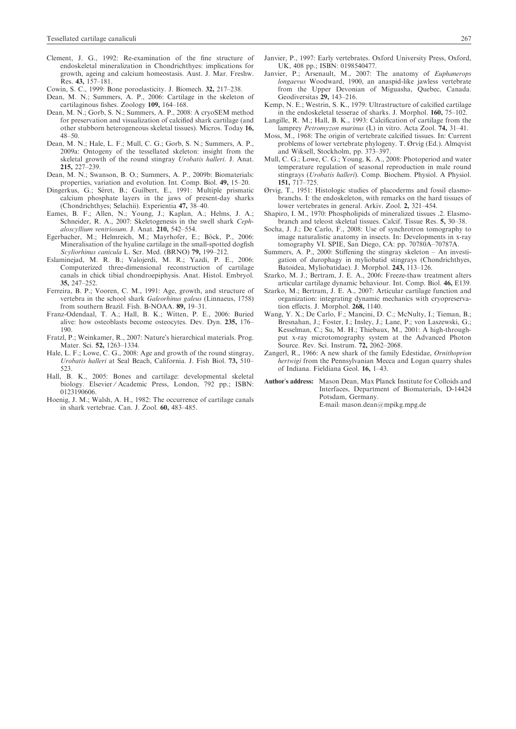Clement, J. G., 1992: Re-examination of the fine structure of endoskeletal mineralization in Chondrichthyes: implications for growth, ageing and calcium homeostasis. Aust. J. Mar. Freshw. Res. **43,** 157–181.

Cowin, S. C., 1999: Bone poroelasticity. J. Biomech. **32,** 217–238.

Dean, M. N.; Summers, A. P., 2006: Cartilage in the skeleton of cartilaginous fishes. Zoology **109,** 164–168.

Dean, M. N.; Gorb, S. N.; Summers, A. P., 2008: A cryoSEM method for preservation and visualization of calcified shark cartilage (and other stubborn heterogeneous skeletal tissues). Micros. Today **16,** 48–50.

Dean, M. N.; Hale, L. F.; Mull, C. G.; Gorb, S. N.; Summers, A. P., 2009a: Ontogeny of the tessellated skeleton: insight from the skeletal growth of the round stingray *Urobatis halleri*. J. Anat. **215,** 227–239.

Dean, M. N.; Swanson, B. O.; Summers, A. P., 2009b: Biomaterials: properties, variation and evolution. Int. Comp. Biol. **49,** 15–20.

Dingerkus, G.; Séret, B.; Guilbert, E., 1991: Multiple prismatic calcium phosphate layers in the jaws of present-day sharks (Chondrichthyes; Selachii). Experientia **47,** 38–40.

Eames, B. F.; Allen, N.; Young, J.; Kaplan, A.; Helms, J. A.; Schneider, R. A., 2007: Skeletogenesis in the swell shark *Cephaloscyllium ventriosum*. J. Anat. **210,** 542–554.

Egerbacher, M.; Helmreich, M.; Mayrhofer, E.; Böck, P., 2006: Mineralisation of the hyaline cartilage in the small-spotted dogfish *Scyliorhinus canicula* L. Scr. Med. (BRNO) **79,** 199–212.

Eslaminejad, M. R. B.; Valojerdi, M. R.; Yazdi, P. E., 2006: Computerized three-dimensional reconstruction of cartilage canals in chick tibial chondroepiphysis. Anat. Histol. Embryol. **35,** 247–252.

Ferreira, B. P.; Vooren, C. M., 1991: Age, growth, and structure of vertebra in the school shark *Galeorhinus galeus* (Linnaeus, 1758) from southern Brazil. Fish. B-NOAA. **89,** 19–31.

Franz-Odendaal, T. A.; Hall, B. K.; Witten, P. E., 2006: Buried alive: how osteoblasts become osteocytes. Dev. Dyn. **235,** 176–190.

Fratzl, P.; Weinkamer, R., 2007: Nature's hierarchical materials. Prog. Mater. Sci. **52,** 1263–1334.

Hale, L. F.; Lowe, C. G., 2008: Age and growth of the round stingray, *Urobatis halleri* at Seal Beach, California. J. Fish Biol. **73,** 510–523.

Hall, B. K., 2005: Bones and cartilage: developmental skeletal biology. Elsevier ⁄ Academic Press, London, 792 pp.; ISBN: 0123190606.

Hoenig, J. M.; Walsh, A. H., 1982: The occurrence of cartilage canals in shark vertebrae. Can. J. Zool. **60,** 483–485.

Janvier, P., 1997: Early vertebrates. Oxford University Press, Oxford, UK, 408 pp.; ISBN: 0198540477.

Janvier, P.; Arsenault, M., 2007: The anatomy of *Euphanerops longaevus* Woodward, 1900, an anaspid-like jawless vertebrate from the Upper Devonian of Miguasha, Quebec, Canada. Geodiversitas **29,** 143–216.

Kemp, N. E.; Westrin, S. K., 1979: Ultrastructure of calcified cartilage in the endoskeletal tesserae of sharks. J. Morphol. **160,** 75–102.

Langille, R. M.; Hall, B. K., 1993: Calcification of cartilage from the lamprey *Petromyzon marinus* (L) in vitro. Acta Zool. **74,** 31–41.

Moss, M., 1968: The origin of vertebrate calcified tissues. In: Current problems of lower vertebrate phylogeny. T. Ørvig (Ed.). Almqvist and Wiksell, Stockholm, pp. 373–397.

Mull, C. G.; Lowe, C. G.; Young, K. A., 2008: Photoperiod and water temperature regulation of seasonal reproduction in male round stingrays (*Urobatis halleri*). Comp. Biochem. Physiol. A Physiol. **151,** 717–725.

Ørvig, T., 1951: Histologic studies of placoderms and fossil elasmobranchs. I: the endoskeleton, with remarks on the hard tissues of lower vertebrates in general. Arkiv. Zool. **2,** 321–454.

Shapiro, I. M., 1970: Phospholipids of mineralized tissues .2. Elasmobranch and teleost skeletal tissues. Calcif. Tissue Res. **5,** 30–38.

Socha, J. J.; De Carlo, F., 2008: Use of synchrotron tomography to image naturalistic anatomy in insects. In: Developments in x-ray tomography VI. SPIE, San Diego, CA: pp. 70780A–70787A.

Summers, A. P., 2000: Stiffening the stingray skeleton – An investigation of durophagy in myliobatid stingrays (Chondrichthyes, Batoidea, Myliobatidae). J. Morphol. **243,** 113–126.

Szarko, M. J.; Bertram, J. E. A., 2006: Freeze-thaw treatment alters articular cartilage dynamic behaviour. Int. Comp. Biol. **46,** E139.

Szarko, M.; Bertram, J. E. A., 2007: Articular cartilage function and organization: integrating dynamic mechanics with cryopreservation effects. J. Morphol. **268,** 1140.

Wang, Y. X.; De Carlo, F.; Mancini, D. C.; McNulty, I.; Tieman, B.; Bresnahan, J.; Foster, I.; Insley, J.; Lane, P.; von Laszewski, G.; Kesselman, C.; Su, M. H.; Thiebaux, M., 2001: A high-throughput x-ray microtomography system at the Advanced Photon Source. Rev. Sci. Instrum. **72,** 2062–2068.

Zangerl, R., 1966: A new shark of the family Edestidae, *Ornithoprion hertwigi* from the Pennsylvanian Mecca and Logan quarry shales of Indiana. Fieldiana Geol. **16,** 1–43.

**Author's address:** Mason Dean, Max Planck Institute for Colloids and Interfaces, Department of Biomaterials, D-14424 Potsdam, Germany.
E-mail: mason.dean@mpikg.mpg.de